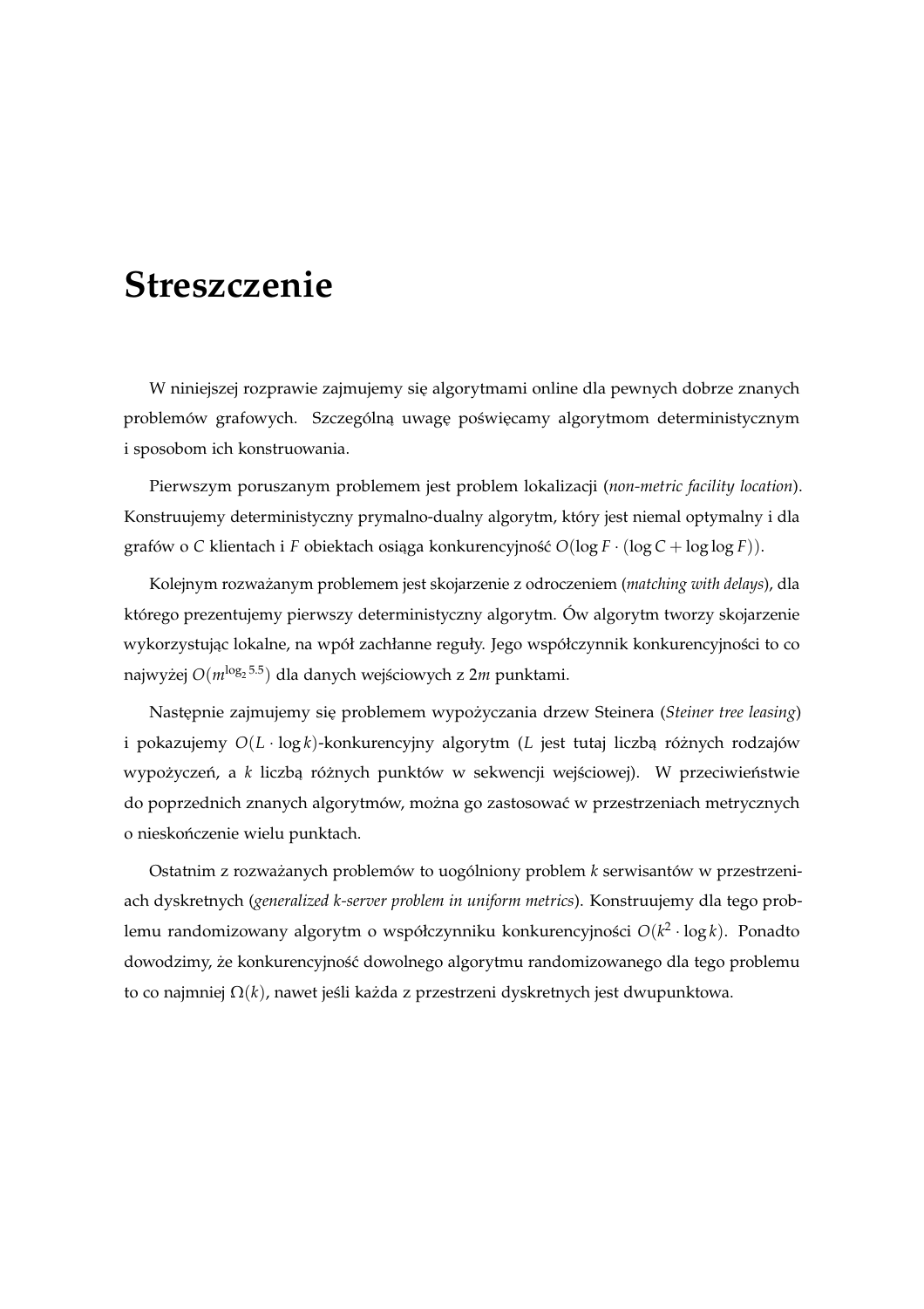# Streszczenie

W niniejszej rozprawie zajmujemy się algorytmami online dla pewnych dobrze znanych problemów grafowych. Szczególną uwagę poświęcamy algorytmom deterministycznym i sposobom ich konstruowania.

Pierwszym poruszanym problemem jest problem lokalizacji (*non-metric facility location*). Konstruujemy deterministyczny prymalno-dualny algorytm, który jest niemal optymalny i dla grafów o $C$ klientach i $F$ obiektach osiąga konkurencyjność $O(\log F \cdot (\log C + \log \log F))$.

Kolejnym rozważanym problemem jest skojarzenie z odroczeniem (*matching with delays*), dla którego prezentujemy pierwszy deterministyczny algorytm. Ów algorytm tworzy skojarzenie wykorzystując lokalne, na wpół zachłanne reguły. Jego współczynnik konkurencyjności to co najwyżej $O(m^{\log_2 5.5})$ dla danych wejściowych z $2m$ punktami.

Następnie zajmujemy się problemem wypożyczania drzew Steinera (*Steiner tree leasing*) i pokazujemy $O(L \cdot \log k)$-konkurencyjny algorytm ($L$ jest tutaj liczbą różnych rodzajów wypożyczeń, a $k$ liczbą różnych punktów w sekwencji wejściowej). W przeciwieństwie do poprzednich znanych algorytmów, można go zastosować w przestrzeniach metrycznych o nieskończenie wielu punktach.

Ostatnim z rozważanych problemów to uogólniony problem $k$ serwisantów w przestrzeniach dyskretnych (*generalized k-server problem in uniform metrics*). Konstruujemy dla tego problemu randomizowany algorytm o współczynniku konkurencyjności $O(k^2 \cdot \log k)$. Ponadto dowodzimy, że konkurencyjność dowolnego algorytmu randomizowanego dla tego problemu to co najmniej $\Omega(k)$, nawet jeśli każda z przestrzeni dyskretnych jest dwupunktowa.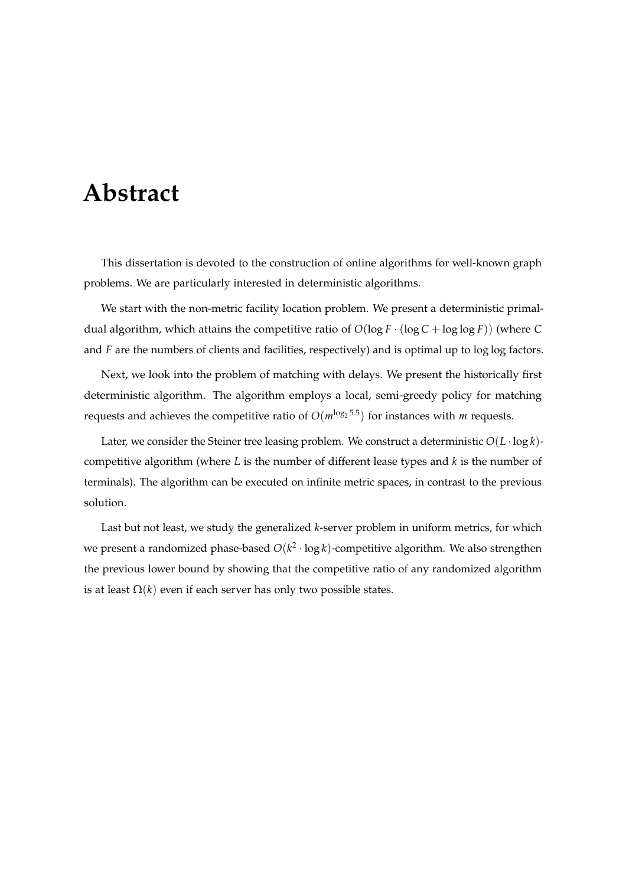# Abstract

This dissertation is devoted to the construction of online algorithms for well-known graph problems. We are particularly interested in deterministic algorithms.

We start with the non-metric facility location problem. We present a deterministic primal-dual algorithm, which attains the competitive ratio of $O(\log F \cdot (\log C + \log \log F))$ (where $C$ and $F$ are the numbers of clients and facilities, respectively) and is optimal up to $\log \log$ factors.

Next, we look into the problem of matching with delays. We present the historically first deterministic algorithm. The algorithm employs a local, semi-greedy policy for matching requests and achieves the competitive ratio of $O(m^{\log_2 5.5})$ for instances with $m$ requests.

Later, we consider the Steiner tree leasing problem. We construct a deterministic $O(L \cdot \log k)$-competitive algorithm (where $L$ is the number of different lease types and $k$ is the number of terminals). The algorithm can be executed on infinite metric spaces, in contrast to the previous solution.

Last but not least, we study the generalized $k$-server problem in uniform metrics, for which we present a randomized phase-based $O(k^2 \cdot \log k)$-competitive algorithm. We also strengthen the previous lower bound by showing that the competitive ratio of any randomized algorithm is at least $\Omega(k)$ even if each server has only two possible states.